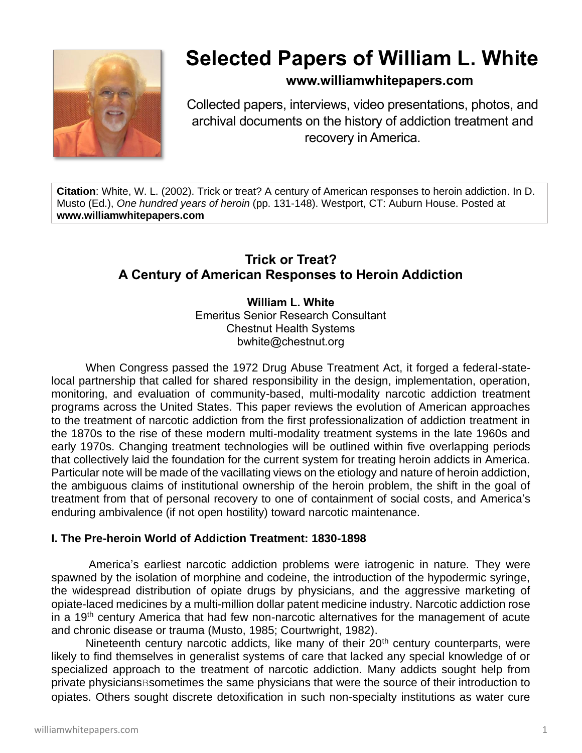# Selected Papers of William L. White

**www.williamwhitepapers.com**

Collected papers, interviews, video presentations, photos, and archival documents on the history of addiction treatment and recovery in America.

**Citation**: White, W. L. (2002). Trick or treat? A century of American responses to heroin addiction. In D. Musto (Ed.), *One hundred years of heroin* (pp. 131-148). Westport, CT: Auburn House. Posted at **www.williamwhitepapers.com**

## Trick or Treat? A Century of American Responses to Heroin Addiction

**William L. White**
Emeritus Senior Research Consultant
Chestnut Health Systems
bwhite@chestnut.org

When Congress passed the 1972 Drug Abuse Treatment Act, it forged a federal-state-local partnership that called for shared responsibility in the design, implementation, operation, monitoring, and evaluation of community-based, multi-modality narcotic addiction treatment programs across the United States. This paper reviews the evolution of American approaches to the treatment of narcotic addiction from the first professionalization of addiction treatment in the 1870s to the rise of these modern multi-modality treatment systems in the late 1960s and early 1970s. Changing treatment technologies will be outlined within five overlapping periods that collectively laid the foundation for the current system for treating heroin addicts in America. Particular note will be made of the vacillating views on the etiology and nature of heroin addiction, the ambiguous claims of institutional ownership of the heroin problem, the shift in the goal of treatment from that of personal recovery to one of containment of social costs, and America's enduring ambivalence (if not open hostility) toward narcotic maintenance.

### I. The Pre-heroin World of Addiction Treatment: 1830-1898

America's earliest narcotic addiction problems were iatrogenic in nature. They were spawned by the isolation of morphine and codeine, the introduction of the hypodermic syringe, the widespread distribution of opiate drugs by physicians, and the aggressive marketing of opiate-laced medicines by a multi-million dollar patent medicine industry. Narcotic addiction rose in a 19th century America that had few non-narcotic alternatives for the management of acute and chronic disease or trauma (Musto, 1985; Courtwright, 1982).

Nineteenth century narcotic addicts, like many of their 20th century counterparts, were likely to find themselves in generalist systems of care that lacked any special knowledge of or specialized approach to the treatment of narcotic addiction. Many addicts sought help from private physiciansBsometimes the same physicians that were the source of their introduction to opiates. Others sought discrete detoxification in such non-specialty institutions as water cure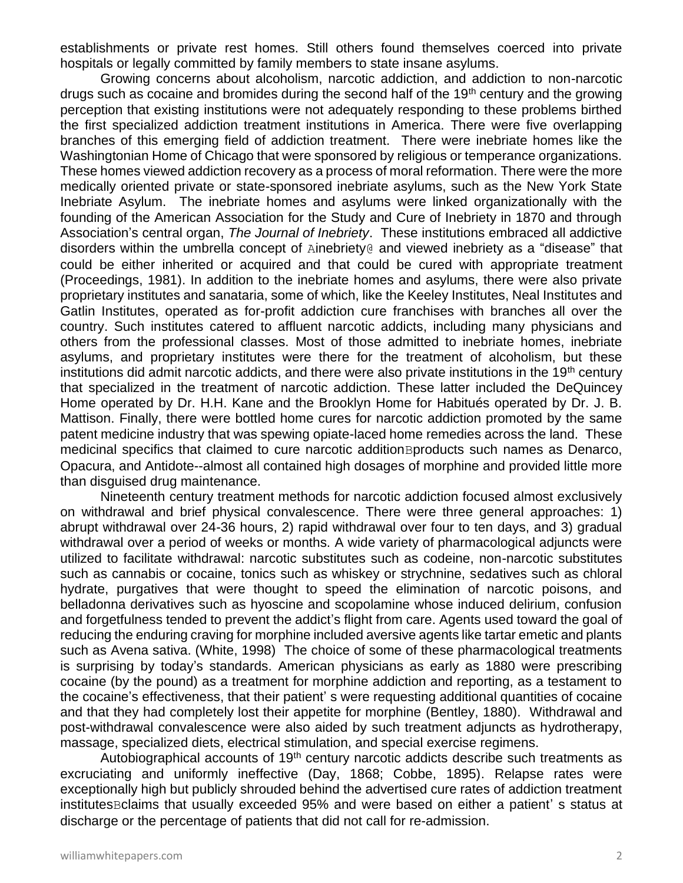establishments or private rest homes. Still others found themselves coerced into private hospitals or legally committed by family members to state insane asylums.

Growing concerns about alcoholism, narcotic addiction, and addiction to non-narcotic drugs such as cocaine and bromides during the second half of the 19th century and the growing perception that existing institutions were not adequately responding to these problems birthed the first specialized addiction treatment institutions in America. There were five overlapping branches of this emerging field of addiction treatment. There were inebriate homes like the Washingtonian Home of Chicago that were sponsored by religious or temperance organizations. These homes viewed addiction recovery as a process of moral reformation. There were the more medically oriented private or state-sponsored inebriate asylums, such as the New York State Inebriate Asylum. The inebriate homes and asylums were linked organizationally with the founding of the American Association for the Study and Cure of Inebriety in 1870 and through Association's central organ, *The Journal of Inebriety*. These institutions embraced all addictive disorders within the umbrella concept of Ainebriety@ and viewed inebriety as a "disease" that could be either inherited or acquired and that could be cured with appropriate treatment (Proceedings, 1981). In addition to the inebriate homes and asylums, there were also private proprietary institutes and sanataria, some of which, like the Keeley Institutes, Neal Institutes and Gatlin Institutes, operated as for-profit addiction cure franchises with branches all over the country. Such institutes catered to affluent narcotic addicts, including many physicians and others from the professional classes. Most of those admitted to inebriate homes, inebriate asylums, and proprietary institutes were there for the treatment of alcoholism, but these institutions did admit narcotic addicts, and there were also private institutions in the 19th century that specialized in the treatment of narcotic addiction. These latter included the DeQuincey Home operated by Dr. H.H. Kane and the Brooklyn Home for Habitués operated by Dr. J. B. Mattison. Finally, there were bottled home cures for narcotic addiction promoted by the same patent medicine industry that was spewing opiate-laced home remedies across the land. These medicinal specifics that claimed to cure narcotic additionBproducts such names as Denarco, Opacura, and Antidote--almost all contained high dosages of morphine and provided little more than disguised drug maintenance.

Nineteenth century treatment methods for narcotic addiction focused almost exclusively on withdrawal and brief physical convalescence. There were three general approaches: 1) abrupt withdrawal over 24-36 hours, 2) rapid withdrawal over four to ten days, and 3) gradual withdrawal over a period of weeks or months. A wide variety of pharmacological adjuncts were utilized to facilitate withdrawal: narcotic substitutes such as codeine, non-narcotic substitutes such as cannabis or cocaine, tonics such as whiskey or strychnine, sedatives such as chloral hydrate, purgatives that were thought to speed the elimination of narcotic poisons, and belladonna derivatives such as hyoscine and scopolamine whose induced delirium, confusion and forgetfulness tended to prevent the addict's flight from care. Agents used toward the goal of reducing the enduring craving for morphine included aversive agents like tartar emetic and plants such as Avena sativa. (White, 1998) The choice of some of these pharmacological treatments is surprising by today's standards. American physicians as early as 1880 were prescribing cocaine (by the pound) as a treatment for morphine addiction and reporting, as a testament to the cocaine's effectiveness, that their patient' s were requesting additional quantities of cocaine and that they had completely lost their appetite for morphine (Bentley, 1880). Withdrawal and post-withdrawal convalescence were also aided by such treatment adjuncts as hydrotherapy, massage, specialized diets, electrical stimulation, and special exercise regimens.

Autobiographical accounts of 19th century narcotic addicts describe such treatments as excruciating and uniformly ineffective (Day, 1868; Cobbe, 1895). Relapse rates were exceptionally high but publicly shrouded behind the advertised cure rates of addiction treatment institutesBclaims that usually exceeded 95% and were based on either a patient' s status at discharge or the percentage of patients that did not call for re-admission.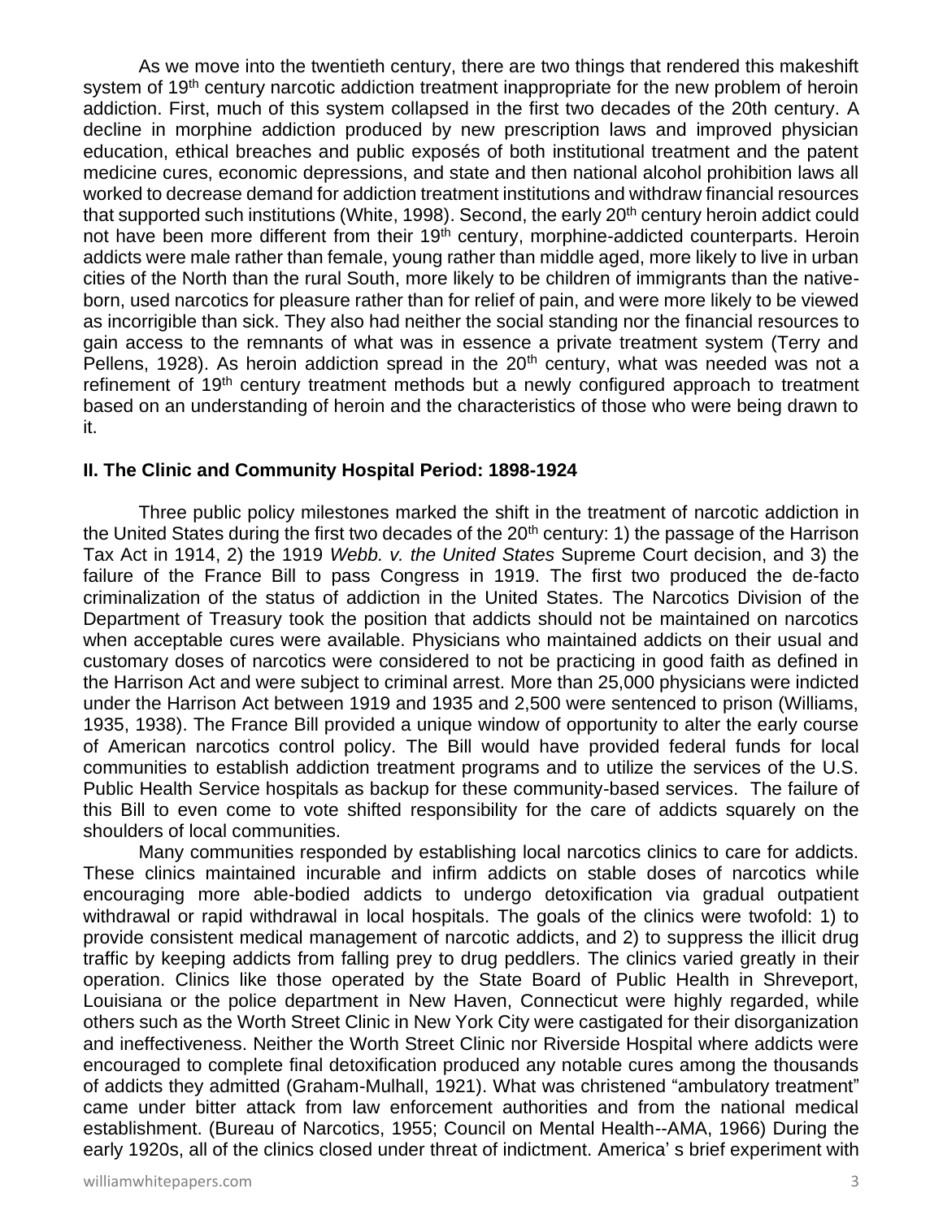As we move into the twentieth century, there are two things that rendered this makeshift system of 19th century narcotic addiction treatment inappropriate for the new problem of heroin addiction. First, much of this system collapsed in the first two decades of the 20th century. A decline in morphine addiction produced by new prescription laws and improved physician education, ethical breaches and public exposés of both institutional treatment and the patent medicine cures, economic depressions, and state and then national alcohol prohibition laws all worked to decrease demand for addiction treatment institutions and withdraw financial resources that supported such institutions (White, 1998). Second, the early 20th century heroin addict could not have been more different from their 19th century, morphine-addicted counterparts. Heroin addicts were male rather than female, young rather than middle aged, more likely to live in urban cities of the North than the rural South, more likely to be children of immigrants than the native-born, used narcotics for pleasure rather than for relief of pain, and were more likely to be viewed as incorrigible than sick. They also had neither the social standing nor the financial resources to gain access to the remnants of what was in essence a private treatment system (Terry and Pellens, 1928). As heroin addiction spread in the 20th century, what was needed was not a refinement of 19th century treatment methods but a newly configured approach to treatment based on an understanding of heroin and the characteristics of those who were being drawn to it.

## II. The Clinic and Community Hospital Period: 1898-1924

Three public policy milestones marked the shift in the treatment of narcotic addiction in the United States during the first two decades of the 20th century: 1) the passage of the Harrison Tax Act in 1914, 2) the 1919 *Webb. v. the United States* Supreme Court decision, and 3) the failure of the France Bill to pass Congress in 1919. The first two produced the de-facto criminalization of the status of addiction in the United States. The Narcotics Division of the Department of Treasury took the position that addicts should not be maintained on narcotics when acceptable cures were available. Physicians who maintained addicts on their usual and customary doses of narcotics were considered to not be practicing in good faith as defined in the Harrison Act and were subject to criminal arrest. More than 25,000 physicians were indicted under the Harrison Act between 1919 and 1935 and 2,500 were sentenced to prison (Williams, 1935, 1938). The France Bill provided a unique window of opportunity to alter the early course of American narcotics control policy. The Bill would have provided federal funds for local communities to establish addiction treatment programs and to utilize the services of the U.S. Public Health Service hospitals as backup for these community-based services. The failure of this Bill to even come to vote shifted responsibility for the care of addicts squarely on the shoulders of local communities.

Many communities responded by establishing local narcotics clinics to care for addicts. These clinics maintained incurable and infirm addicts on stable doses of narcotics while encouraging more able-bodied addicts to undergo detoxification via gradual outpatient withdrawal or rapid withdrawal in local hospitals. The goals of the clinics were twofold: 1) to provide consistent medical management of narcotic addicts, and 2) to suppress the illicit drug traffic by keeping addicts from falling prey to drug peddlers. The clinics varied greatly in their operation. Clinics like those operated by the State Board of Public Health in Shreveport, Louisiana or the police department in New Haven, Connecticut were highly regarded, while others such as the Worth Street Clinic in New York City were castigated for their disorganization and ineffectiveness. Neither the Worth Street Clinic nor Riverside Hospital where addicts were encouraged to complete final detoxification produced any notable cures among the thousands of addicts they admitted (Graham-Mulhall, 1921). What was christened "ambulatory treatment" came under bitter attack from law enforcement authorities and from the national medical establishment. (Bureau of Narcotics, 1955; Council on Mental Health--AMA, 1966) During the early 1920s, all of the clinics closed under threat of indictment. America' s brief experiment with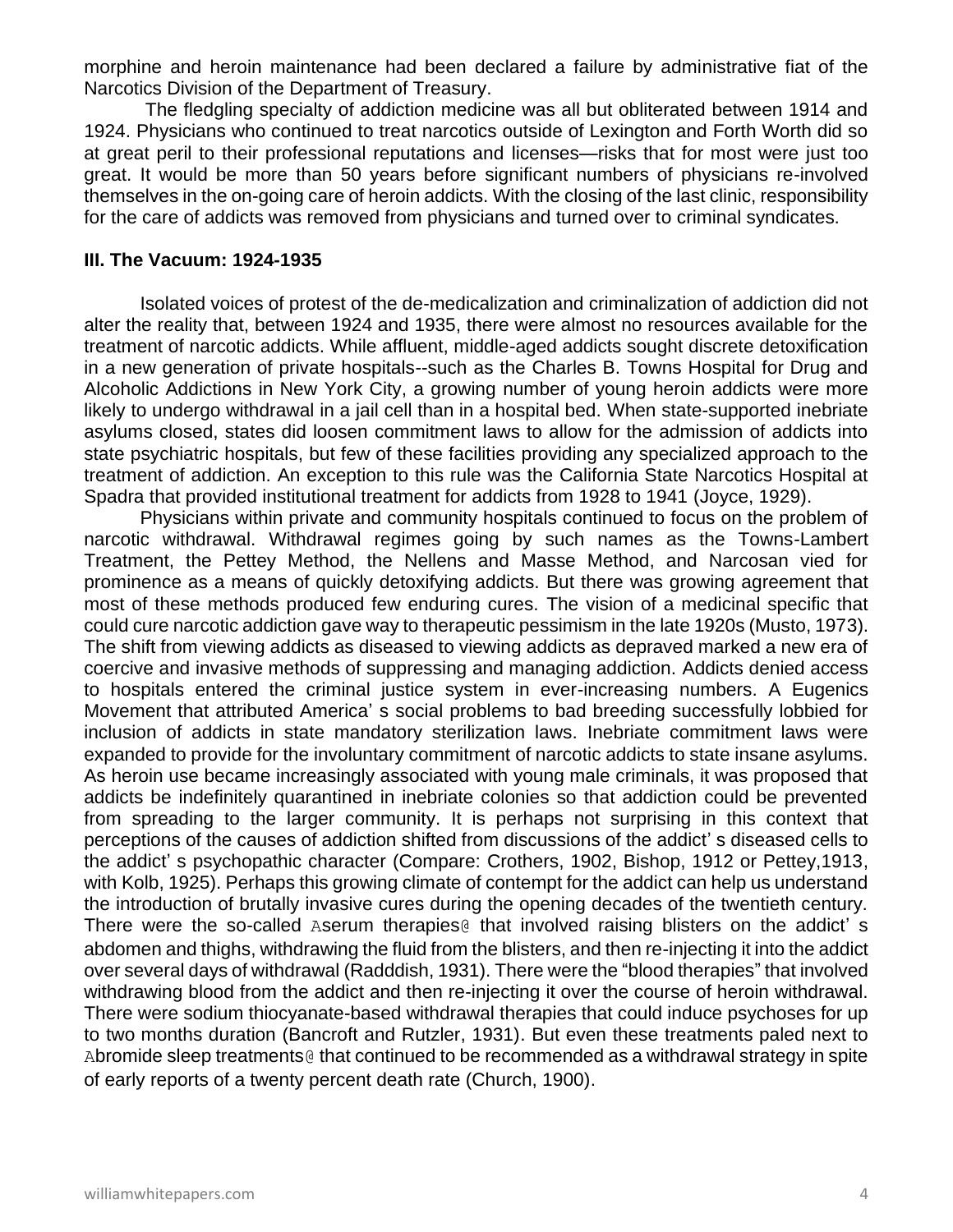morphine and heroin maintenance had been declared a failure by administrative fiat of the Narcotics Division of the Department of Treasury.

The fledgling specialty of addiction medicine was all but obliterated between 1914 and 1924. Physicians who continued to treat narcotics outside of Lexington and Forth Worth did so at great peril to their professional reputations and licenses—risks that for most were just too great. It would be more than 50 years before significant numbers of physicians re-involved themselves in the on-going care of heroin addicts. With the closing of the last clinic, responsibility for the care of addicts was removed from physicians and turned over to criminal syndicates.

### III. The Vacuum: 1924-1935

Isolated voices of protest of the de-medicalization and criminalization of addiction did not alter the reality that, between 1924 and 1935, there were almost no resources available for the treatment of narcotic addicts. While affluent, middle-aged addicts sought discrete detoxification in a new generation of private hospitals--such as the Charles B. Towns Hospital for Drug and Alcoholic Addictions in New York City, a growing number of young heroin addicts were more likely to undergo withdrawal in a jail cell than in a hospital bed. When state-supported inebriate asylums closed, states did loosen commitment laws to allow for the admission of addicts into state psychiatric hospitals, but few of these facilities providing any specialized approach to the treatment of addiction. An exception to this rule was the California State Narcotics Hospital at Spadra that provided institutional treatment for addicts from 1928 to 1941 (Joyce, 1929).

Physicians within private and community hospitals continued to focus on the problem of narcotic withdrawal. Withdrawal regimes going by such names as the Towns-Lambert Treatment, the Pettey Method, the Nellens and Masse Method, and Narcosan vied for prominence as a means of quickly detoxifying addicts. But there was growing agreement that most of these methods produced few enduring cures. The vision of a medicinal specific that could cure narcotic addiction gave way to therapeutic pessimism in the late 1920s (Musto, 1973). The shift from viewing addicts as diseased to viewing addicts as depraved marked a new era of coercive and invasive methods of suppressing and managing addiction. Addicts denied access to hospitals entered the criminal justice system in ever-increasing numbers. A Eugenics Movement that attributed America' s social problems to bad breeding successfully lobbied for inclusion of addicts in state mandatory sterilization laws. Inebriate commitment laws were expanded to provide for the involuntary commitment of narcotic addicts to state insane asylums. As heroin use became increasingly associated with young male criminals, it was proposed that addicts be indefinitely quarantined in inebriate colonies so that addiction could be prevented from spreading to the larger community. It is perhaps not surprising in this context that perceptions of the causes of addiction shifted from discussions of the addict' s diseased cells to the addict' s psychopathic character (Compare: Crothers, 1902, Bishop, 1912 or Pettey,1913, with Kolb, 1925). Perhaps this growing climate of contempt for the addict can help us understand the introduction of brutally invasive cures during the opening decades of the twentieth century. There were the so-called Aserum therapies@ that involved raising blisters on the addict' s abdomen and thighs, withdrawing the fluid from the blisters, and then re-injecting it into the addict over several days of withdrawal (Radddish, 1931). There were the "blood therapies" that involved withdrawing blood from the addict and then re-injecting it over the course of heroin withdrawal. There were sodium thiocyanate-based withdrawal therapies that could induce psychoses for up to two months duration (Bancroft and Rutzler, 1931). But even these treatments paled next to Abromide sleep treatments@ that continued to be recommended as a withdrawal strategy in spite of early reports of a twenty percent death rate (Church, 1900).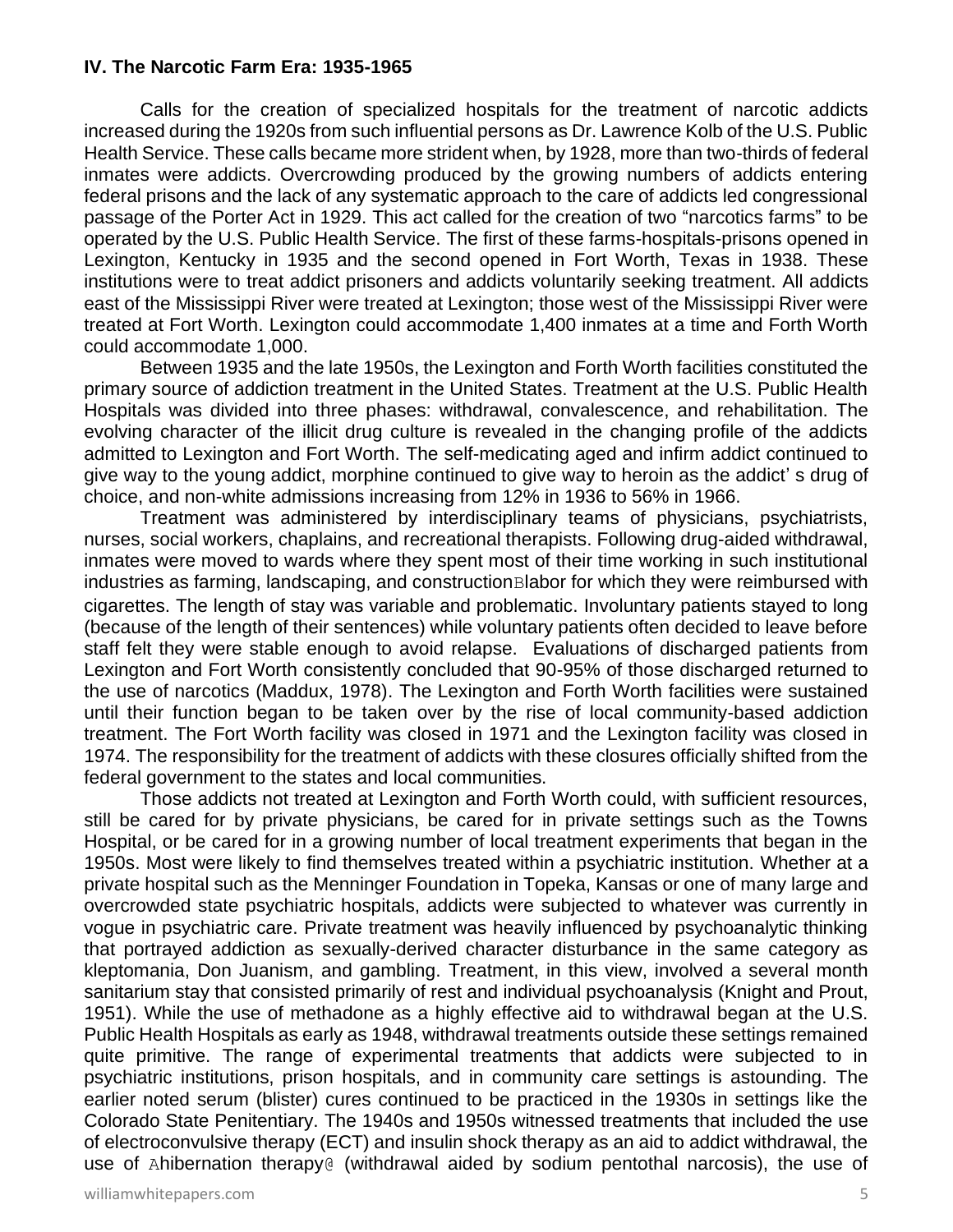### IV. The Narcotic Farm Era: 1935-1965

Calls for the creation of specialized hospitals for the treatment of narcotic addicts increased during the 1920s from such influential persons as Dr. Lawrence Kolb of the U.S. Public Health Service. These calls became more strident when, by 1928, more than two-thirds of federal inmates were addicts. Overcrowding produced by the growing numbers of addicts entering federal prisons and the lack of any systematic approach to the care of addicts led congressional passage of the Porter Act in 1929. This act called for the creation of two "narcotics farms" to be operated by the U.S. Public Health Service. The first of these farms-hospitals-prisons opened in Lexington, Kentucky in 1935 and the second opened in Fort Worth, Texas in 1938. These institutions were to treat addict prisoners and addicts voluntarily seeking treatment. All addicts east of the Mississippi River were treated at Lexington; those west of the Mississippi River were treated at Fort Worth. Lexington could accommodate 1,400 inmates at a time and Forth Worth could accommodate 1,000.

Between 1935 and the late 1950s, the Lexington and Forth Worth facilities constituted the primary source of addiction treatment in the United States. Treatment at the U.S. Public Health Hospitals was divided into three phases: withdrawal, convalescence, and rehabilitation. The evolving character of the illicit drug culture is revealed in the changing profile of the addicts admitted to Lexington and Fort Worth. The self-medicating aged and infirm addict continued to give way to the young addict, morphine continued to give way to heroin as the addict' s drug of choice, and non-white admissions increasing from 12% in 1936 to 56% in 1966.

Treatment was administered by interdisciplinary teams of physicians, psychiatrists, nurses, social workers, chaplains, and recreational therapists. Following drug-aided withdrawal, inmates were moved to wards where they spent most of their time working in such institutional industries as farming, landscaping, and constructionBlabor for which they were reimbursed with cigarettes. The length of stay was variable and problematic. Involuntary patients stayed to long (because of the length of their sentences) while voluntary patients often decided to leave before staff felt they were stable enough to avoid relapse. Evaluations of discharged patients from Lexington and Fort Worth consistently concluded that 90-95% of those discharged returned to the use of narcotics (Maddux, 1978). The Lexington and Forth Worth facilities were sustained until their function began to be taken over by the rise of local community-based addiction treatment. The Fort Worth facility was closed in 1971 and the Lexington facility was closed in 1974. The responsibility for the treatment of addicts with these closures officially shifted from the federal government to the states and local communities.

Those addicts not treated at Lexington and Forth Worth could, with sufficient resources, still be cared for by private physicians, be cared for in private settings such as the Towns Hospital, or be cared for in a growing number of local treatment experiments that began in the 1950s. Most were likely to find themselves treated within a psychiatric institution. Whether at a private hospital such as the Menninger Foundation in Topeka, Kansas or one of many large and overcrowded state psychiatric hospitals, addicts were subjected to whatever was currently in vogue in psychiatric care. Private treatment was heavily influenced by psychoanalytic thinking that portrayed addiction as sexually-derived character disturbance in the same category as kleptomania, Don Juanism, and gambling. Treatment, in this view, involved a several month sanitarium stay that consisted primarily of rest and individual psychoanalysis (Knight and Prout, 1951). While the use of methadone as a highly effective aid to withdrawal began at the U.S. Public Health Hospitals as early as 1948, withdrawal treatments outside these settings remained quite primitive. The range of experimental treatments that addicts were subjected to in psychiatric institutions, prison hospitals, and in community care settings is astounding. The earlier noted serum (blister) cures continued to be practiced in the 1930s in settings like the Colorado State Penitentiary. The 1940s and 1950s witnessed treatments that included the use of electroconvulsive therapy (ECT) and insulin shock therapy as an aid to addict withdrawal, the use of Ahibernation therapy@ (withdrawal aided by sodium pentothal narcosis), the use of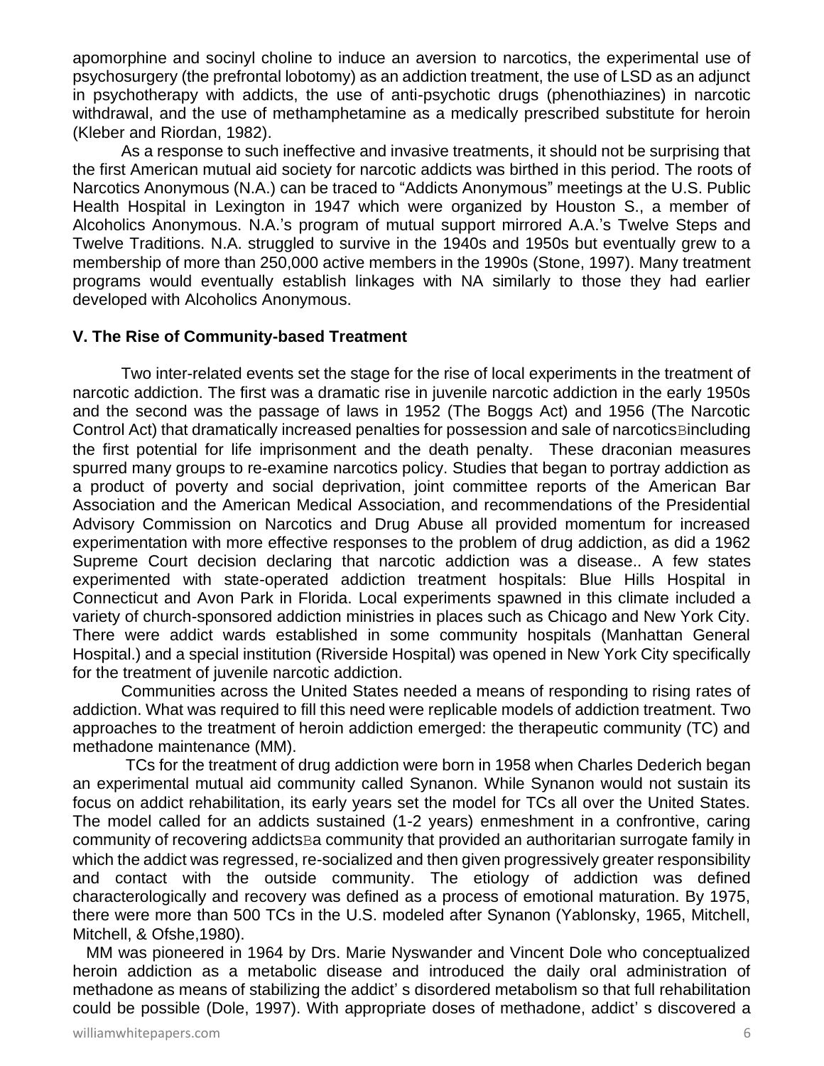apomorphine and socinyl choline to induce an aversion to narcotics, the experimental use of psychosurgery (the prefrontal lobotomy) as an addiction treatment, the use of LSD as an adjunct in psychotherapy with addicts, the use of anti-psychotic drugs (phenothiazines) in narcotic withdrawal, and the use of methamphetamine as a medically prescribed substitute for heroin (Kleber and Riordan, 1982).

As a response to such ineffective and invasive treatments, it should not be surprising that the first American mutual aid society for narcotic addicts was birthed in this period. The roots of Narcotics Anonymous (N.A.) can be traced to "Addicts Anonymous" meetings at the U.S. Public Health Hospital in Lexington in 1947 which were organized by Houston S., a member of Alcoholics Anonymous. N.A.'s program of mutual support mirrored A.A.'s Twelve Steps and Twelve Traditions. N.A. struggled to survive in the 1940s and 1950s but eventually grew to a membership of more than 250,000 active members in the 1990s (Stone, 1997). Many treatment programs would eventually establish linkages with NA similarly to those they had earlier developed with Alcoholics Anonymous.

## V. The Rise of Community-based Treatment

Two inter-related events set the stage for the rise of local experiments in the treatment of narcotic addiction. The first was a dramatic rise in juvenile narcotic addiction in the early 1950s and the second was the passage of laws in 1952 (The Boggs Act) and 1956 (The Narcotic Control Act) that dramatically increased penalties for possession and sale of narcoticsBincluding the first potential for life imprisonment and the death penalty. These draconian measures spurred many groups to re-examine narcotics policy. Studies that began to portray addiction as a product of poverty and social deprivation, joint committee reports of the American Bar Association and the American Medical Association, and recommendations of the Presidential Advisory Commission on Narcotics and Drug Abuse all provided momentum for increased experimentation with more effective responses to the problem of drug addiction, as did a 1962 Supreme Court decision declaring that narcotic addiction was a disease.. A few states experimented with state-operated addiction treatment hospitals: Blue Hills Hospital in Connecticut and Avon Park in Florida. Local experiments spawned in this climate included a variety of church-sponsored addiction ministries in places such as Chicago and New York City. There were addict wards established in some community hospitals (Manhattan General Hospital.) and a special institution (Riverside Hospital) was opened in New York City specifically for the treatment of juvenile narcotic addiction.

Communities across the United States needed a means of responding to rising rates of addiction. What was required to fill this need were replicable models of addiction treatment. Two approaches to the treatment of heroin addiction emerged: the therapeutic community (TC) and methadone maintenance (MM).

TCs for the treatment of drug addiction were born in 1958 when Charles Dederich began an experimental mutual aid community called Synanon. While Synanon would not sustain its focus on addict rehabilitation, its early years set the model for TCs all over the United States. The model called for an addicts sustained (1-2 years) enmeshment in a confrontive, caring community of recovering addictsBa community that provided an authoritarian surrogate family in which the addict was regressed, re-socialized and then given progressively greater responsibility and contact with the outside community. The etiology of addiction was defined characterologically and recovery was defined as a process of emotional maturation. By 1975, there were more than 500 TCs in the U.S. modeled after Synanon (Yablonsky, 1965, Mitchell, Mitchell, & Ofshe,1980).

MM was pioneered in 1964 by Drs. Marie Nyswander and Vincent Dole who conceptualized heroin addiction as a metabolic disease and introduced the daily oral administration of methadone as means of stabilizing the addict' s disordered metabolism so that full rehabilitation could be possible (Dole, 1997). With appropriate doses of methadone, addict' s discovered a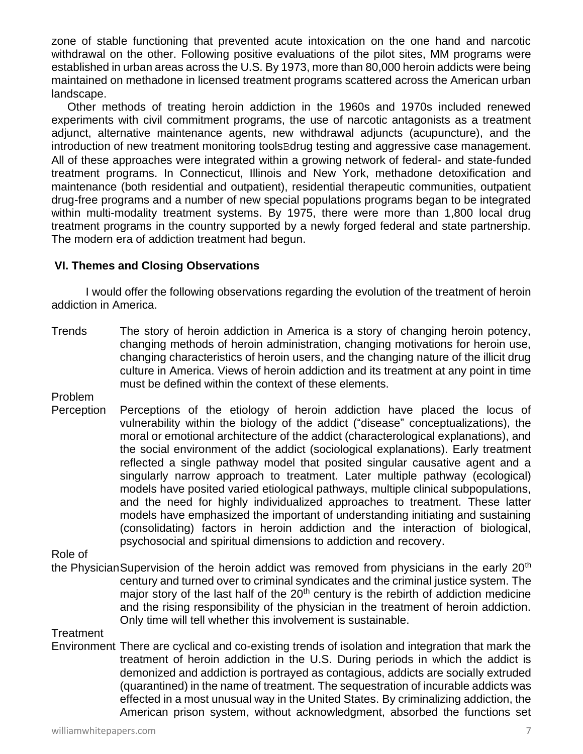zone of stable functioning that prevented acute intoxication on the one hand and narcotic withdrawal on the other. Following positive evaluations of the pilot sites, MM programs were established in urban areas across the U.S. By 1973, more than 80,000 heroin addicts were being maintained on methadone in licensed treatment programs scattered across the American urban landscape.

Other methods of treating heroin addiction in the 1960s and 1970s included renewed experiments with civil commitment programs, the use of narcotic antagonists as a treatment adjunct, alternative maintenance agents, new withdrawal adjuncts (acupuncture), and the introduction of new treatment monitoring tools—drug testing and aggressive case management. All of these approaches were integrated within a growing network of federal- and state-funded treatment programs. In Connecticut, Illinois and New York, methadone detoxification and maintenance (both residential and outpatient), residential therapeutic communities, outpatient drug-free programs and a number of new special populations programs began to be integrated within multi-modality treatment systems. By 1975, there were more than 1,800 local drug treatment programs in the country supported by a newly forged federal and state partnership. The modern era of addiction treatment had begun.

## VI. Themes and Closing Observations

I would offer the following observations regarding the evolution of the treatment of heroin addiction in America.

**Trends** The story of heroin addiction in America is a story of changing heroin potency, changing methods of heroin administration, changing motivations for heroin use, changing characteristics of heroin users, and the changing nature of the illicit drug culture in America. Views of heroin addiction and its treatment at any point in time must be defined within the context of these elements.

**Problem Perception** Perceptions of the etiology of heroin addiction have placed the locus of vulnerability within the biology of the addict ("disease" conceptualizations), the moral or emotional architecture of the addict (characterological explanations), and the social environment of the addict (sociological explanations). Early treatment reflected a single pathway model that posited singular causative agent and a singularly narrow approach to treatment. Later multiple pathway (ecological) models have posited varied etiological pathways, multiple clinical subpopulations, and the need for highly individualized approaches to treatment. These latter models have emphasized the important of understanding initiating and sustaining (consolidating) factors in heroin addiction and the interaction of biological, psychosocial and spiritual dimensions to addiction and recovery.

**Role of the Physician** Supervision of the heroin addict was removed from physicians in the early 20th century and turned over to criminal syndicates and the criminal justice system. The major story of the last half of the 20th century is the rebirth of addiction medicine and the rising responsibility of the physician in the treatment of heroin addiction. Only time will tell whether this involvement is sustainable.

**Treatment Environment** There are cyclical and co-existing trends of isolation and integration that mark the treatment of heroin addiction in the U.S. During periods in which the addict is demonized and addiction is portrayed as contagious, addicts are socially extruded (quarantined) in the name of treatment. The sequestration of incurable addicts was effected in a most unusual way in the United States. By criminalizing addiction, the American prison system, without acknowledgment, absorbed the functions set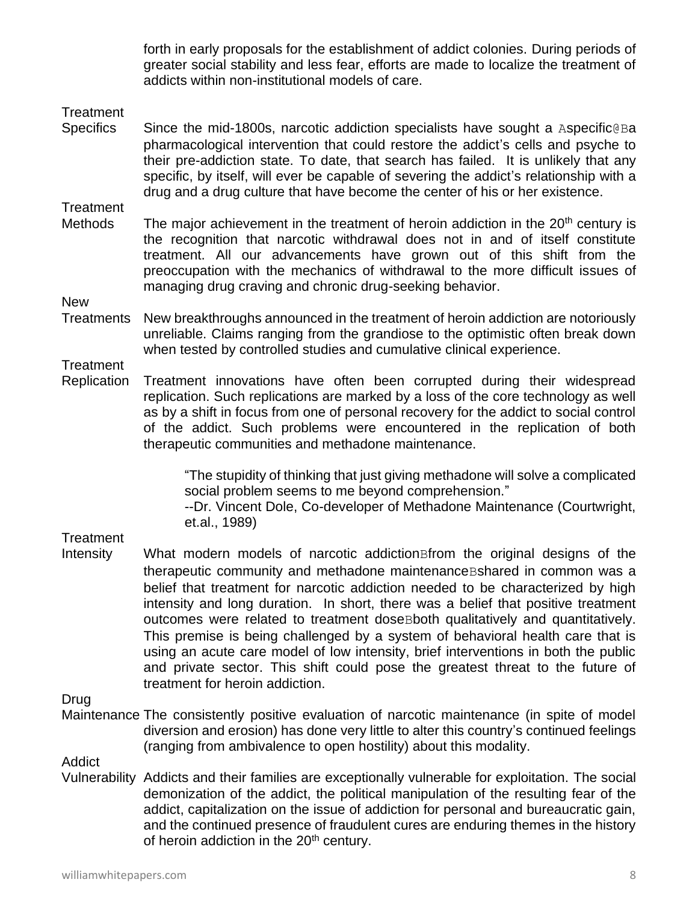forth in early proposals for the establishment of addict colonies. During periods of greater social stability and less fear, efforts are made to localize the treatment of addicts within non-institutional models of care.

**Treatment Specifics** Since the mid-1800s, narcotic addiction specialists have sought a Aspecific@Ba pharmacological intervention that could restore the addict's cells and psyche to their pre-addiction state. To date, that search has failed. It is unlikely that any specific, by itself, will ever be capable of severing the addict's relationship with a drug and a drug culture that have become the center of his or her existence.

**Treatment Methods** The major achievement in the treatment of heroin addiction in the 20th century is the recognition that narcotic withdrawal does not in and of itself constitute treatment. All our advancements have grown out of this shift from the preoccupation with the mechanics of withdrawal to the more difficult issues of managing drug craving and chronic drug-seeking behavior.

**New Treatments** New breakthroughs announced in the treatment of heroin addiction are notoriously unreliable. Claims ranging from the grandiose to the optimistic often break down when tested by controlled studies and cumulative clinical experience.

**Treatment Replication** Treatment innovations have often been corrupted during their widespread replication. Such replications are marked by a loss of the core technology as well as by a shift in focus from one of personal recovery for the addict to social control of the addict. Such problems were encountered in the replication of both therapeutic communities and methadone maintenance.

> "The stupidity of thinking that just giving methadone will solve a complicated social problem seems to me beyond comprehension."
> --Dr. Vincent Dole, Co-developer of Methadone Maintenance (Courtwright, et.al., 1989)

**Treatment Intensity** What modern models of narcotic addictionBfrom the original designs of the therapeutic community and methadone maintenanceBshared in common was a belief that treatment for narcotic addiction needed to be characterized by high intensity and long duration. In short, there was a belief that positive treatment outcomes were related to treatment doseBboth qualitatively and quantitatively. This premise is being challenged by a system of behavioral health care that is using an acute care model of low intensity, brief interventions in both the public and private sector. This shift could pose the greatest threat to the future of treatment for heroin addiction.

**Drug Maintenance** The consistently positive evaluation of narcotic maintenance (in spite of model diversion and erosion) has done very little to alter this country's continued feelings (ranging from ambivalence to open hostility) about this modality.

**Addict Vulnerability** Addicts and their families are exceptionally vulnerable for exploitation. The social demonization of the addict, the political manipulation of the resulting fear of the addict, capitalization on the issue of addiction for personal and bureaucratic gain, and the continued presence of fraudulent cures are enduring themes in the history of heroin addiction in the 20th century.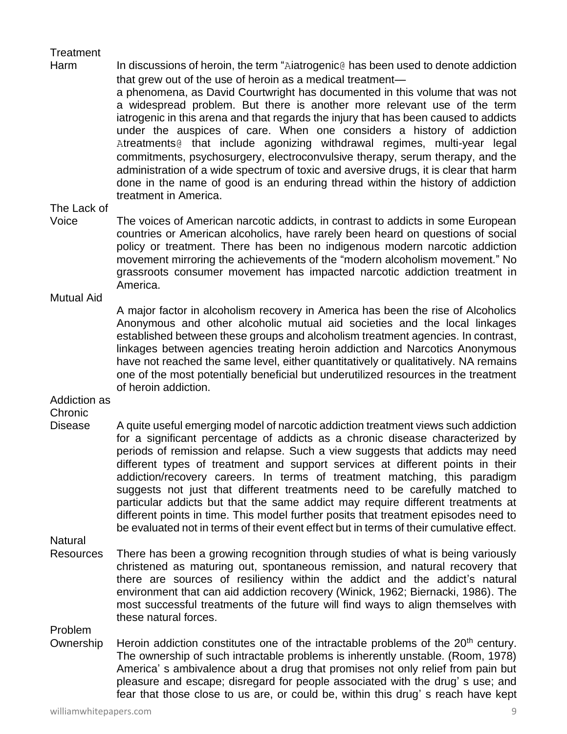**Treatment Harm** In discussions of heroin, the term "Aiatrogenic@ has been used to denote addiction that grew out of the use of heroin as a medical treatment— a phenomena, as David Courtwright has documented in this volume that was not a widespread problem. But there is another more relevant use of the term iatrogenic in this arena and that regards the injury that has been caused to addicts under the auspices of care. When one considers a history of addiction Atreatments@ that include agonizing withdrawal regimes, multi-year legal commitments, psychosurgery, electroconvulsive therapy, serum therapy, and the administration of a wide spectrum of toxic and aversive drugs, it is clear that harm done in the name of good is an enduring thread within the history of addiction treatment in America.

**The Lack of Voice** The voices of American narcotic addicts, in contrast to addicts in some European countries or American alcoholics, have rarely been heard on questions of social policy or treatment. There has been no indigenous modern narcotic addiction movement mirroring the achievements of the "modern alcoholism movement." No grassroots consumer movement has impacted narcotic addiction treatment in America.

**Mutual Aid** A major factor in alcoholism recovery in America has been the rise of Alcoholics Anonymous and other alcoholic mutual aid societies and the local linkages established between these groups and alcoholism treatment agencies. In contrast, linkages between agencies treating heroin addiction and Narcotics Anonymous have not reached the same level, either quantitatively or qualitatively. NA remains one of the most potentially beneficial but underutilized resources in the treatment of heroin addiction.

**Addiction as Chronic Disease** A quite useful emerging model of narcotic addiction treatment views such addiction for a significant percentage of addicts as a chronic disease characterized by periods of remission and relapse. Such a view suggests that addicts may need different types of treatment and support services at different points in their addiction/recovery careers. In terms of treatment matching, this paradigm suggests not just that different treatments need to be carefully matched to particular addicts but that the same addict may require different treatments at different points in time. This model further posits that treatment episodes need to be evaluated not in terms of their event effect but in terms of their cumulative effect.

**Natural Resources** There has been a growing recognition through studies of what is being variously christened as maturing out, spontaneous remission, and natural recovery that there are sources of resiliency within the addict and the addict's natural environment that can aid addiction recovery (Winick, 1962; Biernacki, 1986). The most successful treatments of the future will find ways to align themselves with these natural forces.

**Problem Ownership** Heroin addiction constitutes one of the intractable problems of the 20th century. The ownership of such intractable problems is inherently unstable. (Room, 1978) America' s ambivalence about a drug that promises not only relief from pain but pleasure and escape; disregard for people associated with the drug' s use; and fear that those close to us are, or could be, within this drug' s reach have kept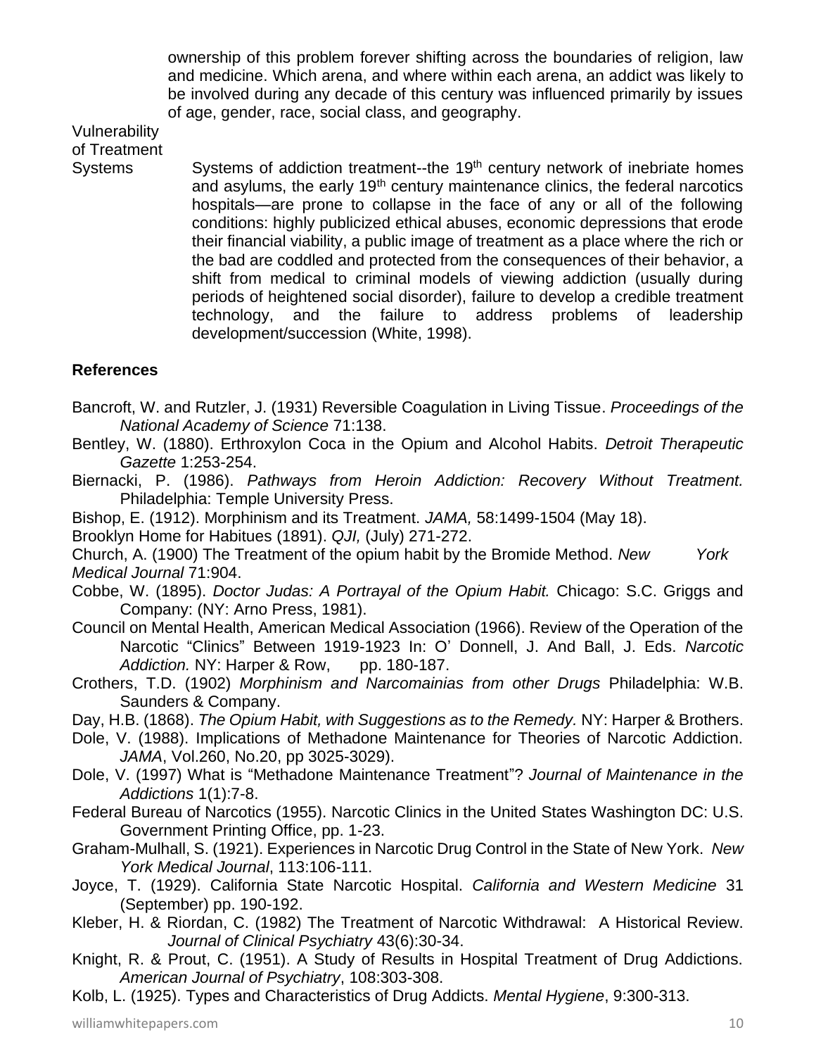ownership of this problem forever shifting across the boundaries of religion, law and medicine. Which arena, and where within each arena, an addict was likely to be involved during any decade of this century was influenced primarily by issues of age, gender, race, social class, and geography.

**Vulnerability of Treatment Systems** Systems of addiction treatment--the 19th century network of inebriate homes and asylums, the early 19th century maintenance clinics, the federal narcotics hospitals—are prone to collapse in the face of any or all of the following conditions: highly publicized ethical abuses, economic depressions that erode their financial viability, a public image of treatment as a place where the rich or the bad are coddled and protected from the consequences of their behavior, a shift from medical to criminal models of viewing addiction (usually during periods of heightened social disorder), failure to develop a credible treatment technology, and the failure to address problems of leadership development/succession (White, 1998).

## References

Bancroft, W. and Rutzler, J. (1931) Reversible Coagulation in Living Tissue. *Proceedings of the National Academy of Science* 71:138.

Bentley, W. (1880). Erthroxylon Coca in the Opium and Alcohol Habits. *Detroit Therapeutic Gazette* 1:253-254.

Biernacki, P. (1986). *Pathways from Heroin Addiction: Recovery Without Treatment.* Philadelphia: Temple University Press.

Bishop, E. (1912). Morphinism and its Treatment. *JAMA,* 58:1499-1504 (May 18).

Brooklyn Home for Habitues (1891). *QJI,* (July) 271-272.

Church, A. (1900) The Treatment of the opium habit by the Bromide Method. *New York Medical Journal* 71:904.

Cobbe, W. (1895). *Doctor Judas: A Portrayal of the Opium Habit.* Chicago: S.C. Griggs and Company: (NY: Arno Press, 1981).

Council on Mental Health, American Medical Association (1966). Review of the Operation of the Narcotic "Clinics" Between 1919-1923 In: O' Donnell, J. And Ball, J. Eds. *Narcotic Addiction.* NY: Harper & Row, pp. 180-187.

Crothers, T.D. (1902) *Morphinism and Narcomainias from other Drugs* Philadelphia: W.B. Saunders & Company.

Day, H.B. (1868). *The Opium Habit, with Suggestions as to the Remedy.* NY: Harper & Brothers.

Dole, V. (1988). Implications of Methadone Maintenance for Theories of Narcotic Addiction. *JAMA*, Vol.260, No.20, pp 3025-3029).

Dole, V. (1997) What is "Methadone Maintenance Treatment"? *Journal of Maintenance in the Addictions* 1(1):7-8.

Federal Bureau of Narcotics (1955). Narcotic Clinics in the United States Washington DC: U.S. Government Printing Office, pp. 1-23.

Graham-Mulhall, S. (1921). Experiences in Narcotic Drug Control in the State of New York. *New York Medical Journal*, 113:106-111.

Joyce, T. (1929). California State Narcotic Hospital. *California and Western Medicine* 31 (September) pp. 190-192.

Kleber, H. & Riordan, C. (1982) The Treatment of Narcotic Withdrawal: A Historical Review. *Journal of Clinical Psychiatry* 43(6):30-34.

Knight, R. & Prout, C. (1951). A Study of Results in Hospital Treatment of Drug Addictions. *American Journal of Psychiatry*, 108:303-308.

Kolb, L. (1925). Types and Characteristics of Drug Addicts. *Mental Hygiene*, 9:300-313.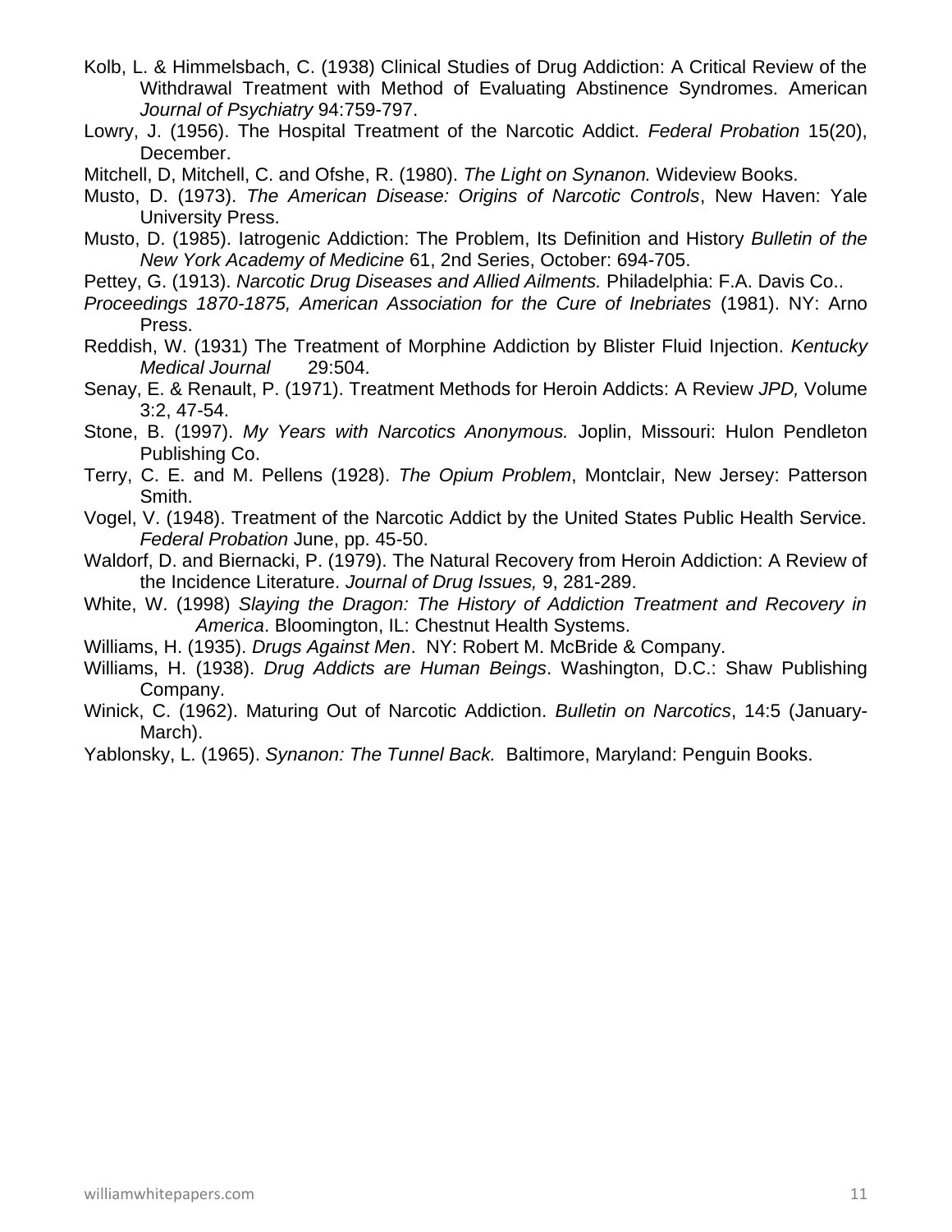Kolb, L. & Himmelsbach, C. (1938) Clinical Studies of Drug Addiction: A Critical Review of the Withdrawal Treatment with Method of Evaluating Abstinence Syndromes. American *Journal of Psychiatry* 94:759-797.

Lowry, J. (1956). The Hospital Treatment of the Narcotic Addict. *Federal Probation* 15(20), December.

Mitchell, D, Mitchell, C. and Ofshe, R. (1980). *The Light on Synanon.* Wideview Books.

Musto, D. (1973). *The American Disease: Origins of Narcotic Controls*, New Haven: Yale University Press.

Musto, D. (1985). Iatrogenic Addiction: The Problem, Its Definition and History *Bulletin of the New York Academy of Medicine* 61, 2nd Series, October: 694-705.

Pettey, G. (1913). *Narcotic Drug Diseases and Allied Ailments.* Philadelphia: F.A. Davis Co..

*Proceedings 1870-1875, American Association for the Cure of Inebriates* (1981). NY: Arno Press.

Reddish, W. (1931) The Treatment of Morphine Addiction by Blister Fluid Injection. *Kentucky Medical Journal* 29:504.

Senay, E. & Renault, P. (1971). Treatment Methods for Heroin Addicts: A Review *JPD,* Volume 3:2, 47-54.

Stone, B. (1997). *My Years with Narcotics Anonymous.* Joplin, Missouri: Hulon Pendleton Publishing Co.

Terry, C. E. and M. Pellens (1928). *The Opium Problem*, Montclair, New Jersey: Patterson Smith.

Vogel, V. (1948). Treatment of the Narcotic Addict by the United States Public Health Service. *Federal Probation* June, pp. 45-50.

Waldorf, D. and Biernacki, P. (1979). The Natural Recovery from Heroin Addiction: A Review of the Incidence Literature. *Journal of Drug Issues,* 9, 281-289.

White, W. (1998) *Slaying the Dragon: The History of Addiction Treatment and Recovery in America*. Bloomington, IL: Chestnut Health Systems.

Williams, H. (1935). *Drugs Against Men*. NY: Robert M. McBride & Company.

Williams, H. (1938). *Drug Addicts are Human Beings*. Washington, D.C.: Shaw Publishing Company.

Winick, C. (1962). Maturing Out of Narcotic Addiction. *Bulletin on Narcotics*, 14:5 (January-March).

Yablonsky, L. (1965). *Synanon: The Tunnel Back.* Baltimore, Maryland: Penguin Books.